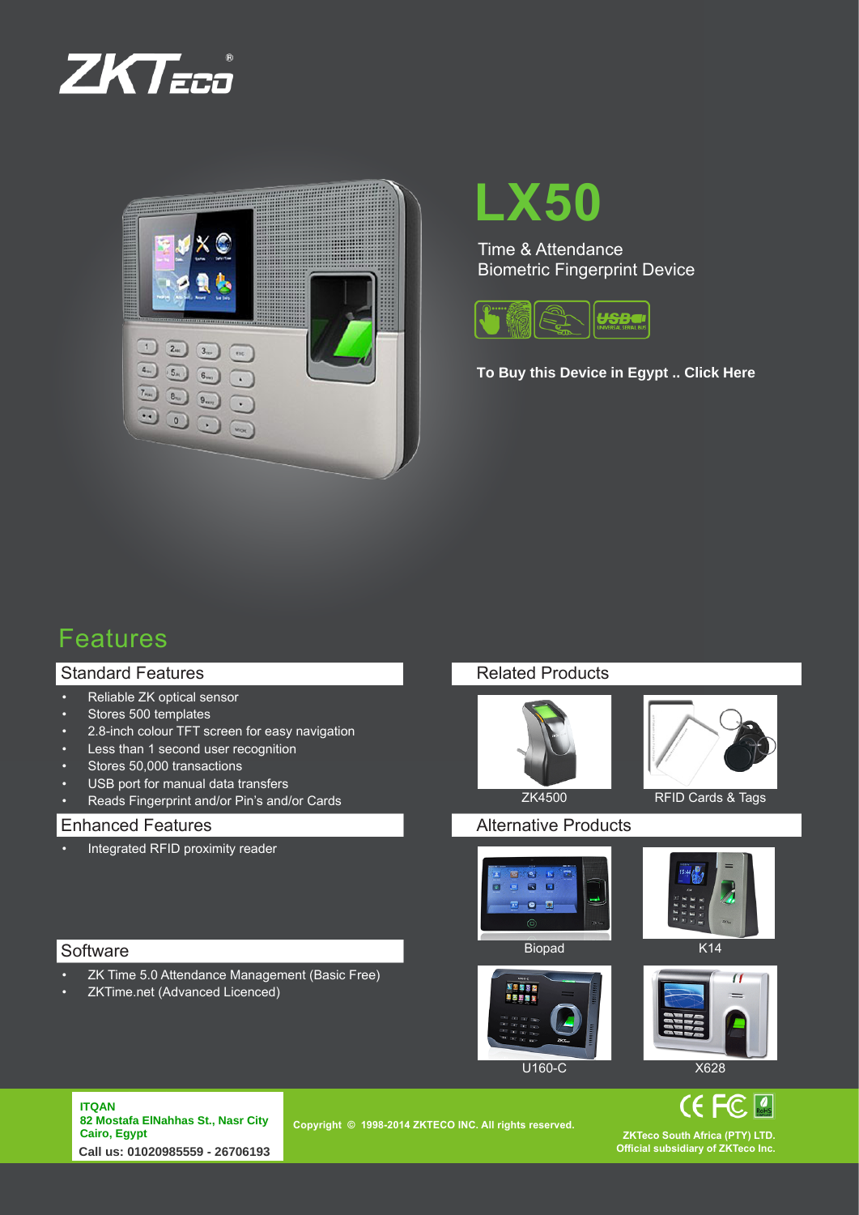ZKTeco®

# LX50

Time & Attendance
Biometric Fingerprint Device

To Buy this Device in Egypt .. Click Here

## Features

### Standard Features

- Reliable ZK optical sensor
- Stores 500 templates
- 2.8-inch colour TFT screen for easy navigation
- Less than 1 second user recognition
- Stores 50,000 transactions
- USB port for manual data transfers
- Reads Fingerprint and/or Pin's and/or Cards

### Enhanced Features

- Integrated RFID proximity reader

### Software

- ZK Time 5.0 Attendance Management (Basic Free)
- ZKTime.net (Advanced Licenced)

### Related Products

ZK4500

RFID Cards & Tags

### Alternative Products

Biopad

K14

U160-C

X628

**ITQAN**
**82 Mostafa ElNahhas St., Nasr City**
**Cairo, Egypt**
**Call us: 01020985559 - 26706193**

**Copyright © 1998-2014 ZKTECO INC. All rights reserved.**

**ZKTeco South Africa (PTY) LTD.**
**Official subsidiary of ZKTeco Inc.**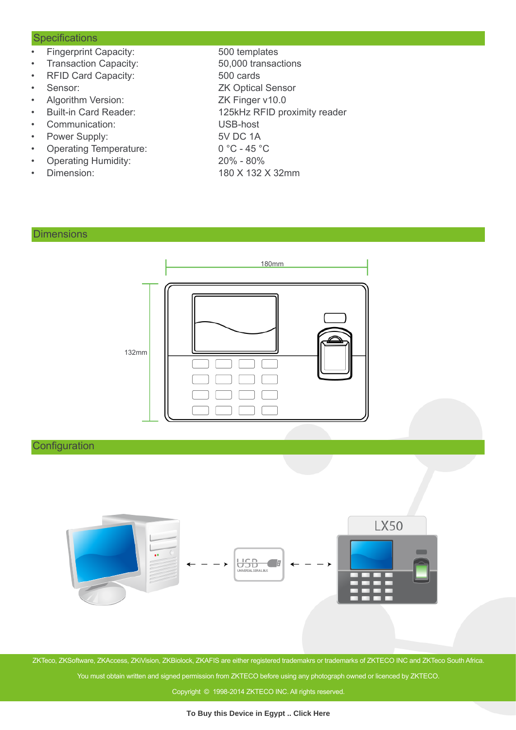## Specifications

- Fingerprint Capacity: 500 templates
- Transaction Capacity: 50,000 transactions
- RFID Card Capacity: 500 cards
- Sensor: ZK Optical Sensor
- Algorithm Version: ZK Finger v10.0
- Built-in Card Reader: 125kHz RFID proximity reader
- Communication: USB-host
- Power Supply: 5V DC 1A
- Operating Temperature: 0 °C - 45 °C
- Operating Humidity: 20% - 80%
- Dimension: 180 X 132 X 32mm

## Dimensions

180mm

132mm

## Configuration

USB
UNIVERSAL SERIAL BUS

LX50

ZKTeco, ZKSoftware, ZKAccess, ZKiVision, ZKBiolock, ZKAFIS are either registered trademakrs or trademarks of ZKTECO INC and ZKTeco South Africa.

You must obtain written and signed permission from ZKTECO before using any photograph owned or licenced by ZKTECO.

Copyright © 1998-2014 ZKTECO INC. All rights reserved.

**To Buy this Device in Egypt .. Click Here**